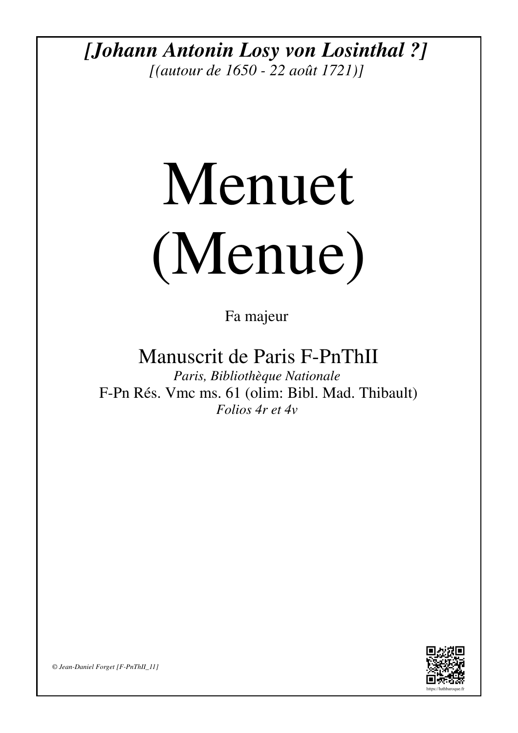***[Johann Antonin Losy von Losinthal ?]***

*[(autour de 1650 - 22 août 1721)]*

# Menuet (Menue)

Fa majeur

## Manuscrit de Paris F-PnThII

*Paris, Bibliothèque Nationale*

F-Pn Rés. Vmc ms. 61 (olim: Bibl. Mad. Thibault)

*Folios 4r et 4v*

*© Jean-Daniel Forget [F-PnThII_11]*

https://luthbaroque.fr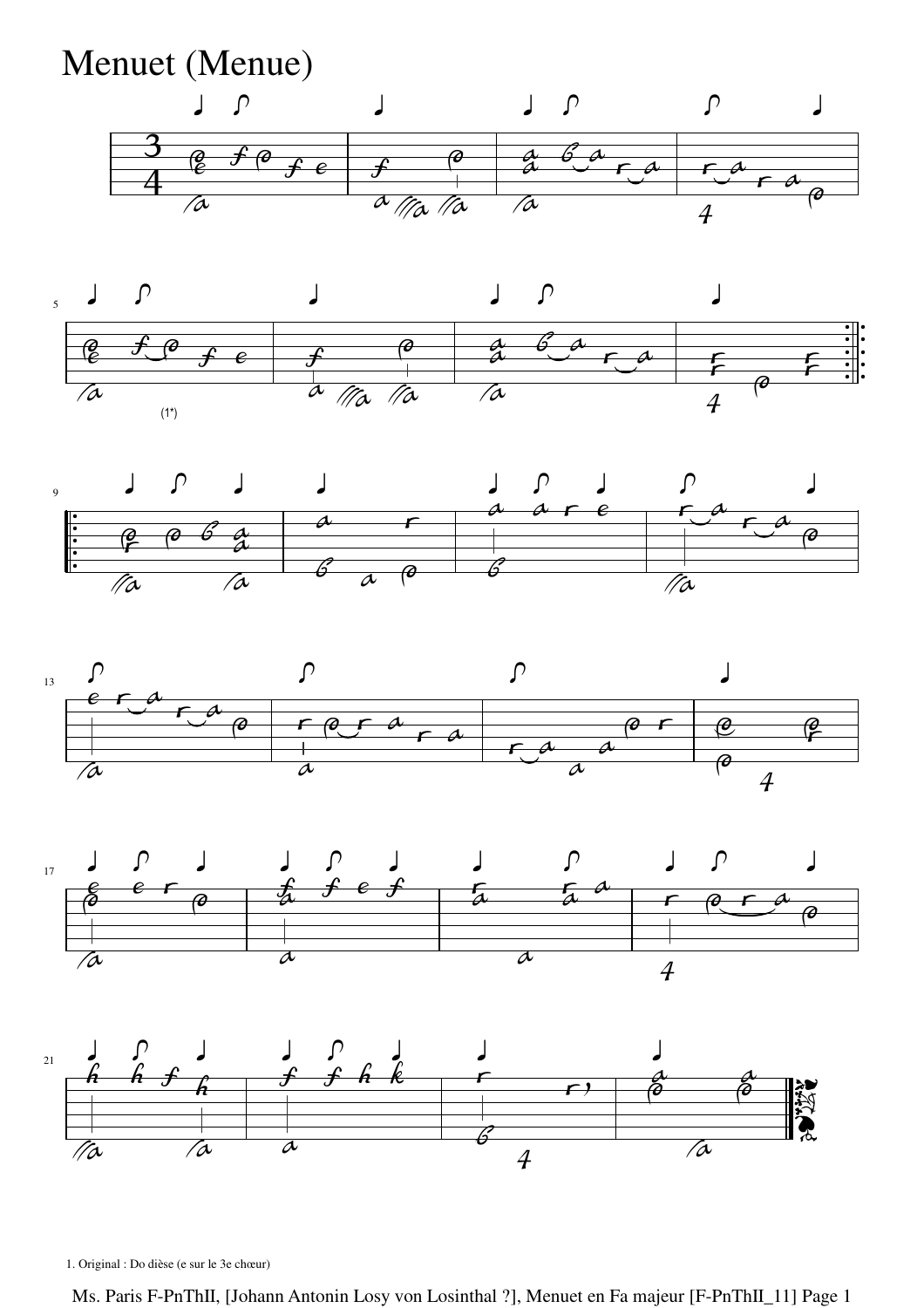# Menuet (Menue)

1. Original : Do dièse (e sur le 3e chœur)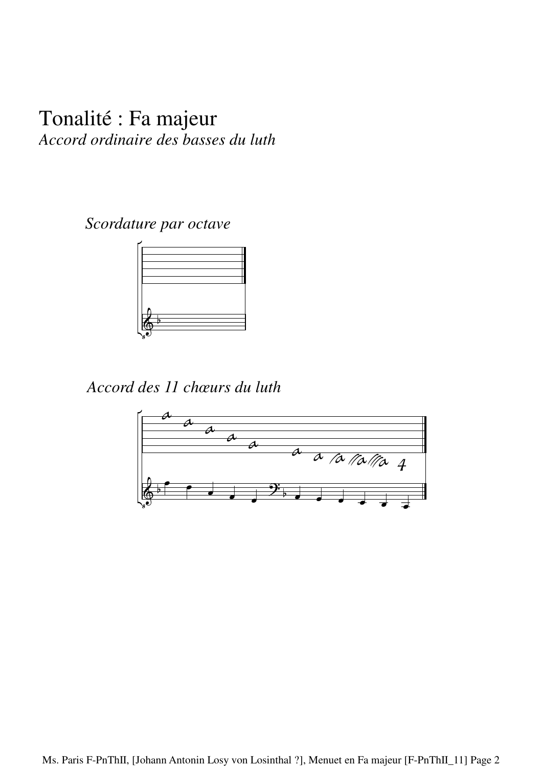# Tonalité : Fa majeur

*Accord ordinaire des basses du luth*

*Scordature par octave*

*Accord des 11 chœurs du luth*